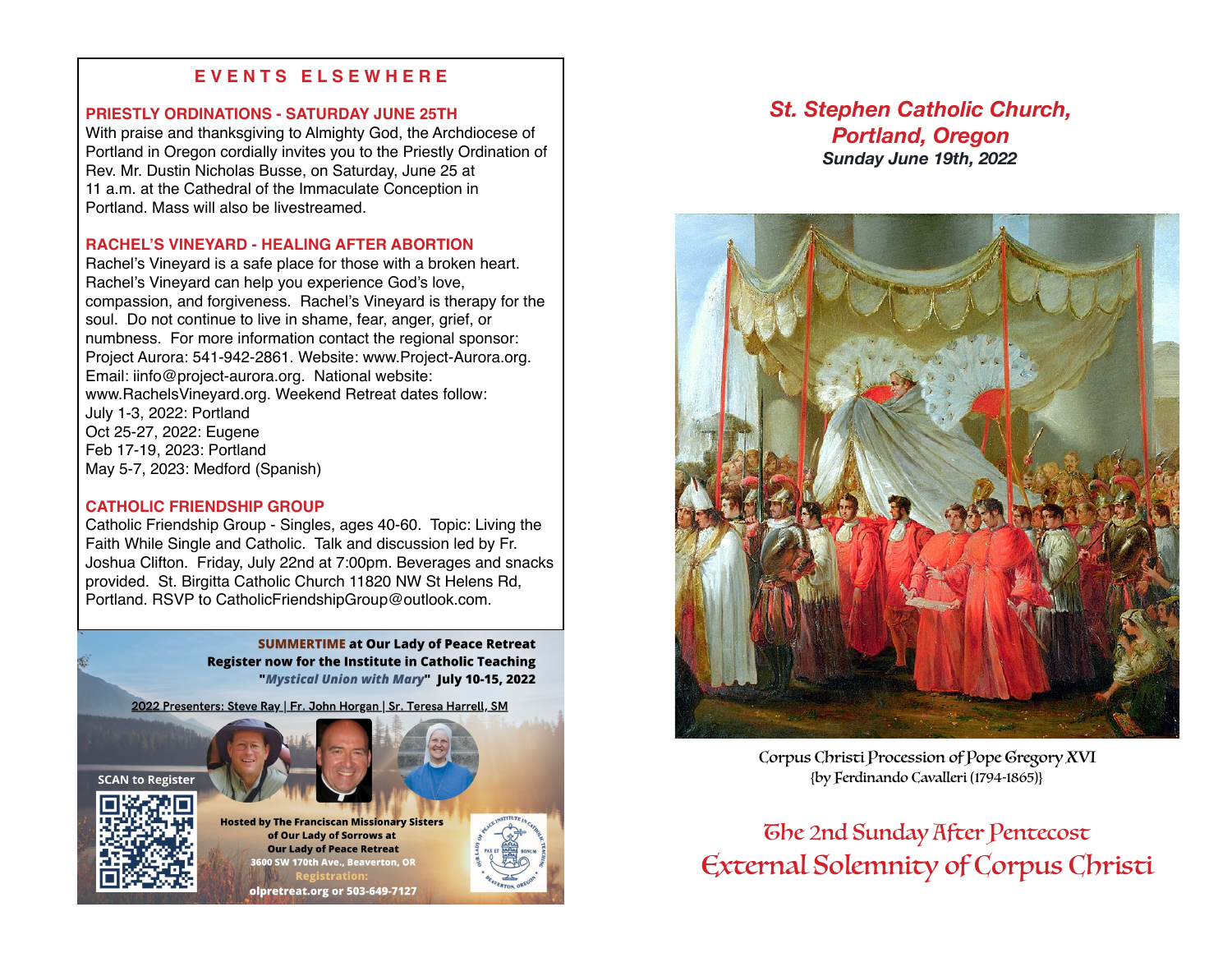## EVENTS ELSEWHERE

### PRIESTLY ORDINATIONS - SATURDAY JUNE 25TH

With praise and thanksgiving to Almighty God, the Archdiocese of Portland in Oregon cordially invites you to the Priestly Ordination of Rev. Mr. Dustin Nicholas Busse, on Saturday, June 25 at 11 a.m. at the Cathedral of the Immaculate Conception in Portland. Mass will also be livestreamed.

### RACHEL'S VINEYARD - HEALING AFTER ABORTION

Rachel's Vineyard is a safe place for those with a broken heart. Rachel's Vineyard can help you experience God's love, compassion, and forgiveness. Rachel's Vineyard is therapy for the soul. Do not continue to live in shame, fear, anger, grief, or numbness. For more information contact the regional sponsor: Project Aurora: 541-942-2861. Website: www.Project-Aurora.org. Email: iinfo@project-aurora.org. National website: www.RachelsVineyard.org. Weekend Retreat dates follow:

July 1-3, 2022: Portland
Oct 25-27, 2022: Eugene
Feb 17-19, 2023: Portland
May 5-7, 2023: Medford (Spanish)

### CATHOLIC FRIENDSHIP GROUP

Catholic Friendship Group - Singles, ages 40-60. Topic: Living the Faith While Single and Catholic. Talk and discussion led by Fr. Joshua Clifton. Friday, July 22nd at 7:00pm. Beverages and snacks provided. St. Birgitta Catholic Church 11820 NW St Helens Rd, Portland. RSVP to CatholicFriendshipGroup@outlook.com.

**SUMMERTIME at Our Lady of Peace Retreat**
**Register now for the Institute in Catholic Teaching**
**"*Mystical Union with Mary*" July 10-15, 2022**

2022 Presenters: Steve Ray | Fr. John Horgan | Sr. Teresa Harrell, SM

SCAN to Register

Hosted by The Franciscan Missionary Sisters of Our Lady of Sorrows at Our Lady of Peace Retreat
3600 SW 170th Ave., Beaverton, OR
Registration:
olpretreat.org or 503-649-7127

# *St. Stephen Catholic Church, Portland, Oregon*

***Sunday June 19th, 2022***

Corpus Christi Procession of Pope Gregory XVI
{by Ferdinando Cavalleri (1794-1865)}

## The 2nd Sunday After Pentecost
## External Solemnity of Corpus Christi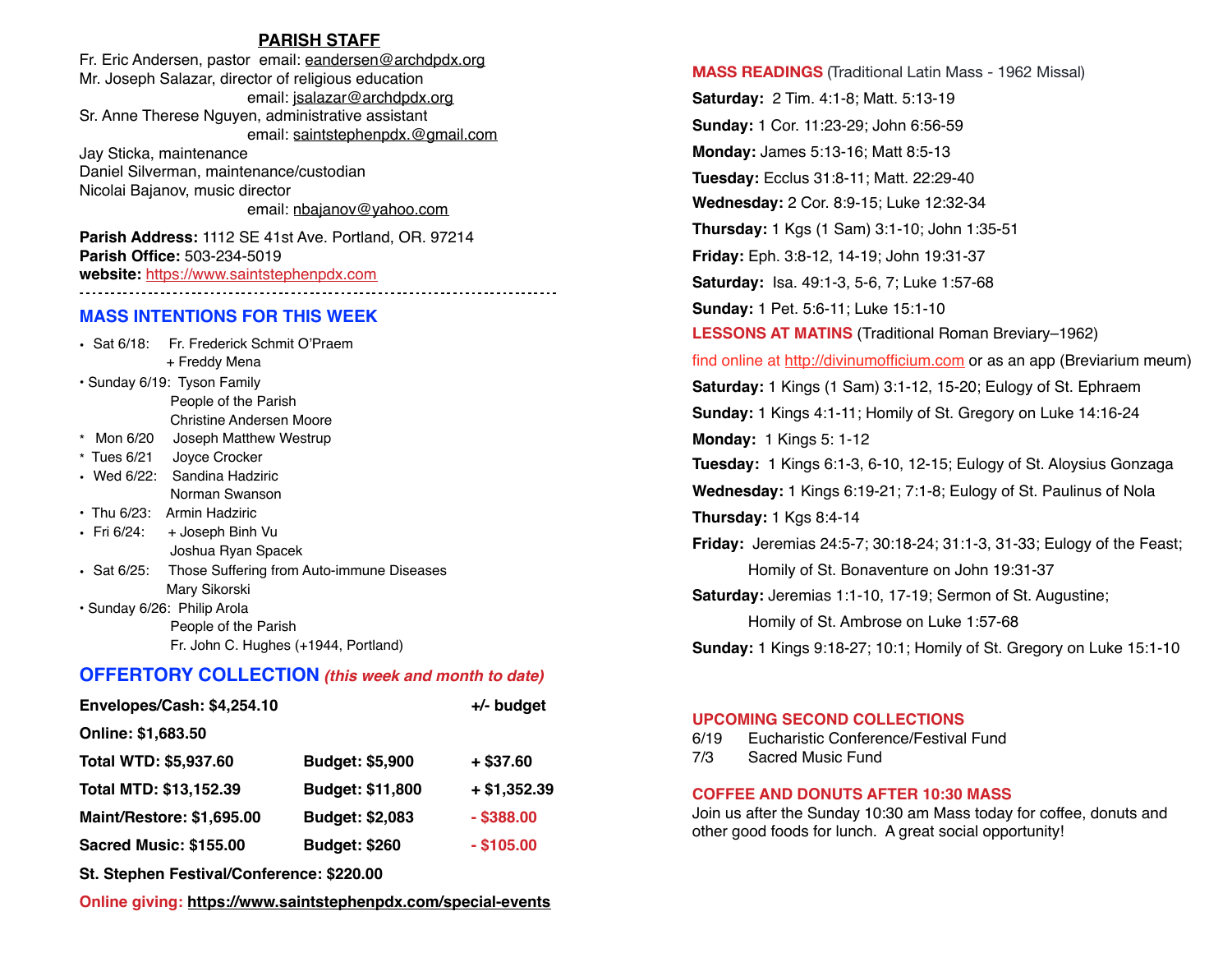## PARISH STAFF

Fr. Eric Andersen, pastor email: eandersen@archdpdx.org
Mr. Joseph Salazar, director of religious education
email: jsalazar@archdpdx.org
Sr. Anne Therese Nguyen, administrative assistant
email: saintstephenpdx.@gmail.com
Jay Sticka, maintenance
Daniel Silverman, maintenance/custodian
Nicolai Bajanov, music director
email: nbajanov@yahoo.com

**Parish Address:** 1112 SE 41st Ave. Portland, OR. 97214
**Parish Office:** 503-234-5019
**website:** https://www.saintstephenpdx.com

---

## MASS INTENTIONS FOR THIS WEEK

- Sat 6/18: Fr. Frederick Schmit O'Praem
  + Freddy Mena
- Sunday 6/19: Tyson Family
  People of the Parish
  Christine Andersen Moore
- Mon 6/20 Joseph Matthew Westrup
- Tues 6/21 Joyce Crocker
- Wed 6/22: Sandina Hadziric
  Norman Swanson
- Thu 6/23: Armin Hadziric
- Fri 6/24: + Joseph Binh Vu
  Joshua Ryan Spacek
- Sat 6/25: Those Suffering from Auto-immune Diseases
  Mary Sikorski
- Sunday 6/26: Philip Arola
  People of the Parish
  Fr. John C. Hughes (+1944, Portland)

## OFFERTORY COLLECTION *(this week and month to date)*

| | | |
|---|---|---|
| **Envelopes/Cash: $4,254.10** | | **+/- budget** |
| **Online: $1,683.50** | | |
| **Total WTD: $5,937.60** | **Budget: $5,900** | **+ $37.60** |
| **Total MTD: $13,152.39** | **Budget: $11,800** | **+ $1,352.39** |
| **Maint/Restore: $1,695.00** | **Budget: $2,083** | **- $388.00** |
| **Sacred Music: $155.00** | **Budget: $260** | **- $105.00** |
| **St. Stephen Festival/Conference: $220.00** | | |

**Online giving: https://www.saintstephenpdx.com/special-events**

## MASS READINGS (Traditional Latin Mass - 1962 Missal)

**Saturday:** 2 Tim. 4:1-8; Matt. 5:13-19
**Sunday:** 1 Cor. 11:23-29; John 6:56-59
**Monday:** James 5:13-16; Matt 8:5-13
**Tuesday:** Ecclus 31:8-11; Matt. 22:29-40
**Wednesday:** 2 Cor. 8:9-15; Luke 12:32-34
**Thursday:** 1 Kgs (1 Sam) 3:1-10; John 1:35-51
**Friday:** Eph. 3:8-12, 14-19; John 19:31-37
**Saturday:** Isa. 49:1-3, 5-6, 7; Luke 1:57-68
**Sunday:** 1 Pet. 5:6-11; Luke 15:1-10

## LESSONS AT MATINS (Traditional Roman Breviary–1962)

find online at http://divinumofficium.com or as an app (Breviarium meum)

**Saturday:** 1 Kings (1 Sam) 3:1-12, 15-20; Eulogy of St. Ephraem
**Sunday:** 1 Kings 4:1-11; Homily of St. Gregory on Luke 14:16-24
**Monday:** 1 Kings 5: 1-12
**Tuesday:** 1 Kings 6:1-3, 6-10, 12-15; Eulogy of St. Aloysius Gonzaga
**Wednesday:** 1 Kings 6:19-21; 7:1-8; Eulogy of St. Paulinus of Nola
**Thursday:** 1 Kgs 8:4-14
**Friday:** Jeremias 24:5-7; 30:18-24; 31:1-3, 31-33; Eulogy of the Feast; Homily of St. Bonaventure on John 19:31-37
**Saturday:** Jeremias 1:1-10, 17-19; Sermon of St. Augustine; Homily of St. Ambrose on Luke 1:57-68
**Sunday:** 1 Kings 9:18-27; 10:1; Homily of St. Gregory on Luke 15:1-10

## UPCOMING SECOND COLLECTIONS

6/19 Eucharistic Conference/Festival Fund
7/3 Sacred Music Fund

## COFFEE AND DONUTS AFTER 10:30 MASS

Join us after the Sunday 10:30 am Mass today for coffee, donuts and other good foods for lunch. A great social opportunity!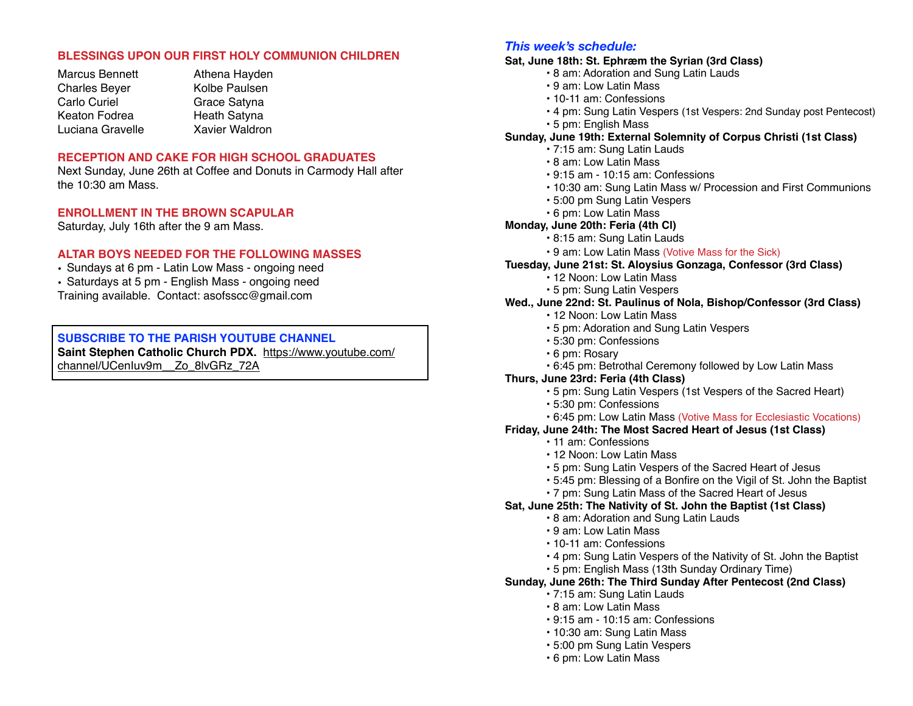## BLESSINGS UPON OUR FIRST HOLY COMMUNION CHILDREN

Marcus Bennett
Charles Beyer
Carlo Curiel
Keaton Fodrea
Luciana Gravelle
Athena Hayden
Kolbe Paulsen
Grace Satyna
Heath Satyna
Xavier Waldron

## RECEPTION AND CAKE FOR HIGH SCHOOL GRADUATES

Next Sunday, June 26th at Coffee and Donuts in Carmody Hall after the 10:30 am Mass.

## ENROLLMENT IN THE BROWN SCAPULAR

Saturday, July 16th after the 9 am Mass.

## ALTAR BOYS NEEDED FOR THE FOLLOWING MASSES

- Sundays at 6 pm - Latin Low Mass - ongoing need
- Saturdays at 5 pm - English Mass - ongoing need

Training available.  Contact: asofsscc@gmail.com

## SUBSCRIBE TO THE PARISH YOUTUBE CHANNEL

**Saint Stephen Catholic Church PDX.** https://www.youtube.com/channel/UCenIuv9m__Zo_8lvGRz_72A

## *This week's schedule:*

**Sat, June 18th: St. Ephræm the Syrian (3rd Class)**
- 8 am: Adoration and Sung Latin Lauds
- 9 am: Low Latin Mass
- 10-11 am: Confessions
- 4 pm: Sung Latin Vespers (1st Vespers: 2nd Sunday post Pentecost)
- 5 pm: English Mass

**Sunday, June 19th: External Solemnity of Corpus Christi (1st Class)**
- 7:15 am: Sung Latin Lauds
- 8 am: Low Latin Mass
- 9:15 am - 10:15 am: Confessions
- 10:30 am: Sung Latin Mass w/ Procession and First Communions
- 5:00 pm Sung Latin Vespers
- 6 pm: Low Latin Mass

**Monday, June 20th: Feria (4th Cl)**
- 8:15 am: Sung Latin Lauds
- 9 am: Low Latin Mass (Votive Mass for the Sick)

**Tuesday, June 21st: St. Aloysius Gonzaga, Confessor (3rd Class)**
- 12 Noon: Low Latin Mass
- 5 pm: Sung Latin Vespers

**Wed., June 22nd: St. Paulinus of Nola, Bishop/Confessor (3rd Class)**
- 12 Noon: Low Latin Mass
- 5 pm: Adoration and Sung Latin Vespers
- 5:30 pm: Confessions
- 6 pm: Rosary
- 6:45 pm: Betrothal Ceremony followed by Low Latin Mass

**Thurs, June 23rd: Feria (4th Class)**
- 5 pm: Sung Latin Vespers (1st Vespers of the Sacred Heart)
- 5:30 pm: Confessions
- 6:45 pm: Low Latin Mass (Votive Mass for Ecclesiastic Vocations)

**Friday, June 24th: The Most Sacred Heart of Jesus (1st Class)**
- 11 am: Confessions
- 12 Noon: Low Latin Mass
- 5 pm: Sung Latin Vespers of the Sacred Heart of Jesus
- 5:45 pm: Blessing of a Bonfire on the Vigil of St. John the Baptist
- 7 pm: Sung Latin Mass of the Sacred Heart of Jesus

**Sat, June 25th: The Nativity of St. John the Baptist (1st Class)**
- 8 am: Adoration and Sung Latin Lauds
- 9 am: Low Latin Mass
- 10-11 am: Confessions
- 4 pm: Sung Latin Vespers of the Nativity of St. John the Baptist
- 5 pm: English Mass (13th Sunday Ordinary Time)

**Sunday, June 26th: The Third Sunday After Pentecost (2nd Class)**
- 7:15 am: Sung Latin Lauds
- 8 am: Low Latin Mass
- 9:15 am - 10:15 am: Confessions
- 10:30 am: Sung Latin Mass
- 5:00 pm Sung Latin Vespers
- 6 pm: Low Latin Mass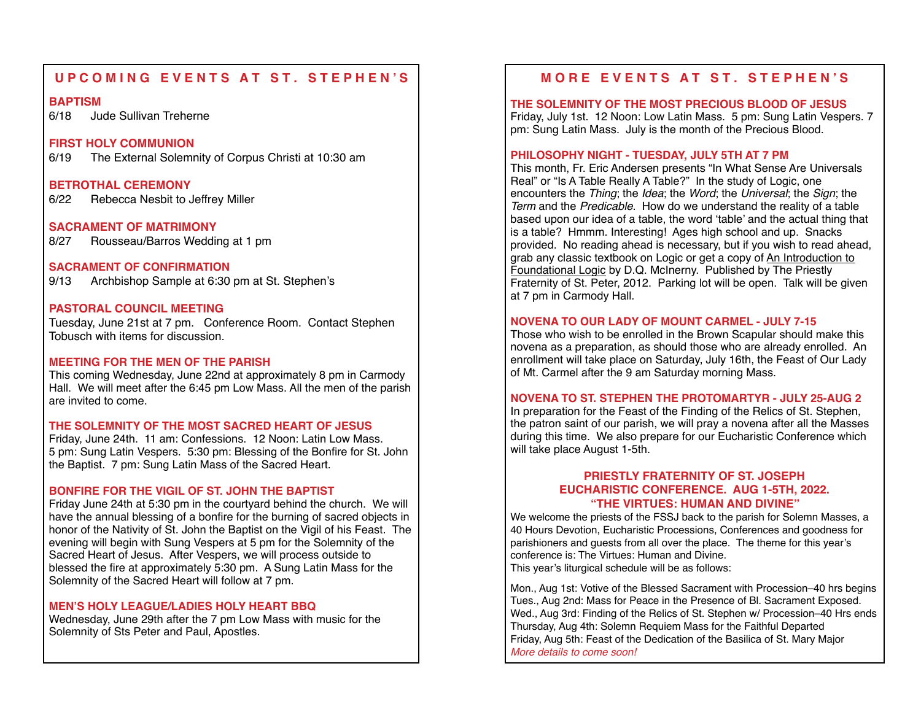## UPCOMING EVENTS AT ST. STEPHEN'S

**BAPTISM**

6/18 Jude Sullivan Treherne

**FIRST HOLY COMMUNION**

6/19 The External Solemnity of Corpus Christi at 10:30 am

**BETROTHAL CEREMONY**

6/22 Rebecca Nesbit to Jeffrey Miller

**SACRAMENT OF MATRIMONY**

8/27 Rousseau/Barros Wedding at 1 pm

**SACRAMENT OF CONFIRMATION**

9/13 Archbishop Sample at 6:30 pm at St. Stephen's

**PASTORAL COUNCIL MEETING**

Tuesday, June 21st at 7 pm. Conference Room. Contact Stephen Tobusch with items for discussion.

**MEETING FOR THE MEN OF THE PARISH**

This coming Wednesday, June 22nd at approximately 8 pm in Carmody Hall. We will meet after the 6:45 pm Low Mass. All the men of the parish are invited to come.

**THE SOLEMNITY OF THE MOST SACRED HEART OF JESUS**

Friday, June 24th. 11 am: Confessions. 12 Noon: Latin Low Mass. 5 pm: Sung Latin Vespers. 5:30 pm: Blessing of the Bonfire for St. John the Baptist. 7 pm: Sung Latin Mass of the Sacred Heart.

**BONFIRE FOR THE VIGIL OF ST. JOHN THE BAPTIST**

Friday June 24th at 5:30 pm in the courtyard behind the church. We will have the annual blessing of a bonfire for the burning of sacred objects in honor of the Nativity of St. John the Baptist on the Vigil of his Feast. The evening will begin with Sung Vespers at 5 pm for the Solemnity of the Sacred Heart of Jesus. After Vespers, we will process outside to blessed the fire at approximately 5:30 pm. A Sung Latin Mass for the Solemnity of the Sacred Heart will follow at 7 pm.

**MEN'S HOLY LEAGUE/LADIES HOLY HEART BBQ**

Wednesday, June 29th after the 7 pm Low Mass with music for the Solemnity of Sts Peter and Paul, Apostles.

## MORE EVENTS AT ST. STEPHEN'S

**THE SOLEMNITY OF THE MOST PRECIOUS BLOOD OF JESUS**

Friday, July 1st. 12 Noon: Low Latin Mass. 5 pm: Sung Latin Vespers. 7 pm: Sung Latin Mass. July is the month of the Precious Blood.

**PHILOSOPHY NIGHT - TUESDAY, JULY 5TH AT 7 PM**

This month, Fr. Eric Andersen presents "In What Sense Are Universals Real" or "Is A Table Really A Table?" In the study of Logic, one encounters the *Thing*; the *Idea*; the *Word*; the *Universal*; the *Sign*; the *Term* and the *Predicable*. How do we understand the reality of a table based upon our idea of a table, the word 'table' and the actual thing that is a table? Hmmm. Interesting! Ages high school and up. Snacks provided. No reading ahead is necessary, but if you wish to read ahead, grab any classic textbook on Logic or get a copy of An Introduction to Foundational Logic by D.Q. McInerny. Published by The Priestly Fraternity of St. Peter, 2012. Parking lot will be open. Talk will be given at 7 pm in Carmody Hall.

**NOVENA TO OUR LADY OF MOUNT CARMEL - JULY 7-15**

Those who wish to be enrolled in the Brown Scapular should make this novena as a preparation, as should those who are already enrolled. An enrollment will take place on Saturday, July 16th, the Feast of Our Lady of Mt. Carmel after the 9 am Saturday morning Mass.

**NOVENA TO ST. STEPHEN THE PROTOMARTYR - JULY 25-AUG 2**

In preparation for the Feast of the Finding of the Relics of St. Stephen, the patron saint of our parish, we will pray a novena after all the Masses during this time. We also prepare for our Eucharistic Conference which will take place August 1-5th.

**PRIESTLY FRATERNITY OF ST. JOSEPH**
**EUCHARISTIC CONFERENCE. AUG 1-5TH, 2022.**
**"THE VIRTUES: HUMAN AND DIVINE"**

We welcome the priests of the FSSJ back to the parish for Solemn Masses, a 40 Hours Devotion, Eucharistic Processions, Conferences and goodness for parishioners and guests from all over the place. The theme for this year's conference is: The Virtues: Human and Divine.
This year's liturgical schedule will be as follows:

Mon., Aug 1st: Votive of the Blessed Sacrament with Procession–40 hrs begins
Tues., Aug 2nd: Mass for Peace in the Presence of Bl. Sacrament Exposed.
Wed., Aug 3rd: Finding of the Relics of St. Stephen w/ Procession–40 Hrs ends
Thursday, Aug 4th: Solemn Requiem Mass for the Faithful Departed
Friday, Aug 5th: Feast of the Dedication of the Basilica of St. Mary Major
*More details to come soon!*